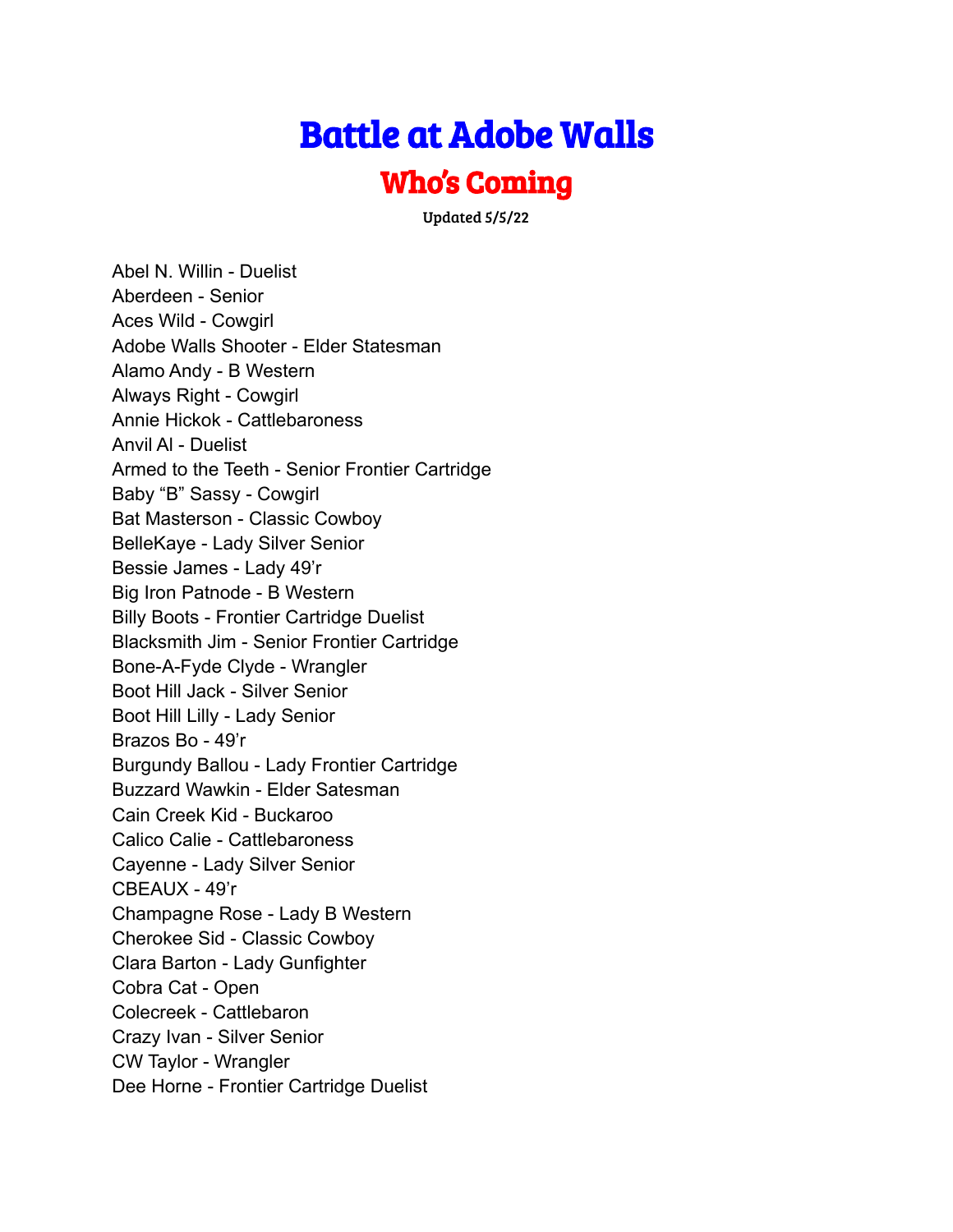# Battle at Adobe Walls

## Who's Coming

Updated 5/5/22

Abel N. Willin - Duelist
Aberdeen - Senior
Aces Wild - Cowgirl
Adobe Walls Shooter - Elder Statesman
Alamo Andy - B Western
Always Right - Cowgirl
Annie Hickok - Cattlebaroness
Anvil Al - Duelist
Armed to the Teeth - Senior Frontier Cartridge
Baby "B" Sassy - Cowgirl
Bat Masterson - Classic Cowboy
BelleKaye - Lady Silver Senior
Bessie James - Lady 49'r
Big Iron Patnode - B Western
Billy Boots - Frontier Cartridge Duelist
Blacksmith Jim - Senior Frontier Cartridge
Bone-A-Fyde Clyde - Wrangler
Boot Hill Jack - Silver Senior
Boot Hill Lilly - Lady Senior
Brazos Bo - 49'r
Burgundy Ballou - Lady Frontier Cartridge
Buzzard Wawkin - Elder Satesman
Cain Creek Kid - Buckaroo
Calico Calie - Cattlebaroness
Cayenne - Lady Silver Senior
CBEAUX - 49'r
Champagne Rose - Lady B Western
Cherokee Sid - Classic Cowboy
Clara Barton - Lady Gunfighter
Cobra Cat - Open
Colecreek - Cattlebaron
Crazy Ivan - Silver Senior
CW Taylor - Wrangler
Dee Horne - Frontier Cartridge Duelist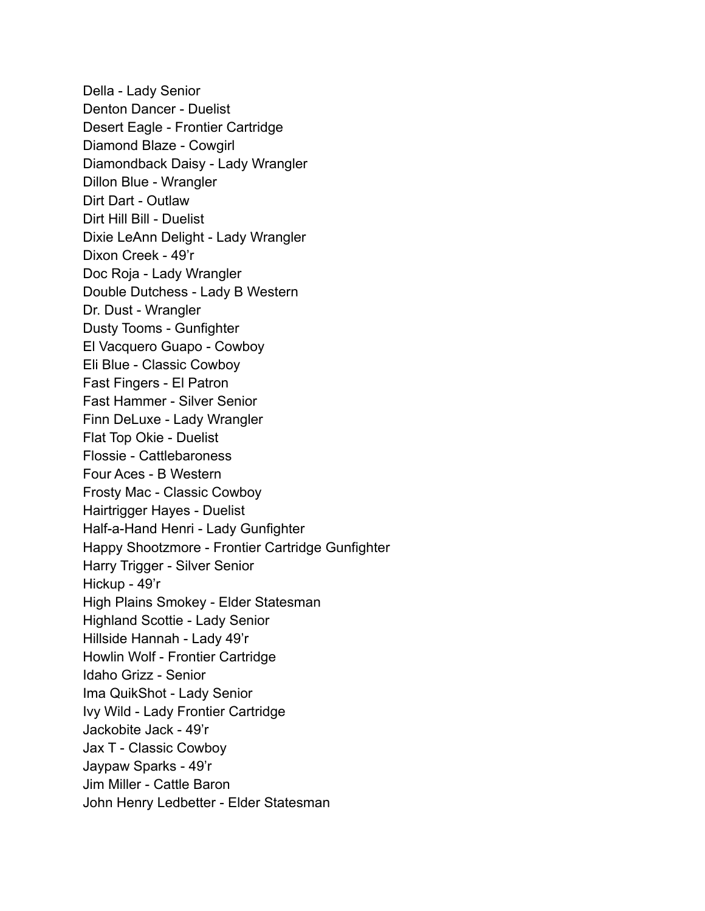Della - Lady Senior
Denton Dancer - Duelist
Desert Eagle - Frontier Cartridge
Diamond Blaze - Cowgirl
Diamondback Daisy - Lady Wrangler
Dillon Blue - Wrangler
Dirt Dart - Outlaw
Dirt Hill Bill - Duelist
Dixie LeAnn Delight - Lady Wrangler
Dixon Creek - 49’r
Doc Roja - Lady Wrangler
Double Dutchess - Lady B Western
Dr. Dust - Wrangler
Dusty Tooms - Gunfighter
El Vacquero Guapo - Cowboy
Eli Blue - Classic Cowboy
Fast Fingers - El Patron
Fast Hammer - Silver Senior
Finn DeLuxe - Lady Wrangler
Flat Top Okie - Duelist
Flossie - Cattlebaroness
Four Aces - B Western
Frosty Mac - Classic Cowboy
Hairtrigger Hayes - Duelist
Half-a-Hand Henri - Lady Gunfighter
Happy Shootzmore - Frontier Cartridge Gunfighter
Harry Trigger - Silver Senior
Hickup - 49’r
High Plains Smokey - Elder Statesman
Highland Scottie - Lady Senior
Hillside Hannah - Lady 49’r
Howlin Wolf - Frontier Cartridge
Idaho Grizz - Senior
Ima QuikShot - Lady Senior
Ivy Wild - Lady Frontier Cartridge
Jackobite Jack - 49’r
Jax T - Classic Cowboy
Jaypaw Sparks - 49’r
Jim Miller - Cattle Baron
John Henry Ledbetter - Elder Statesman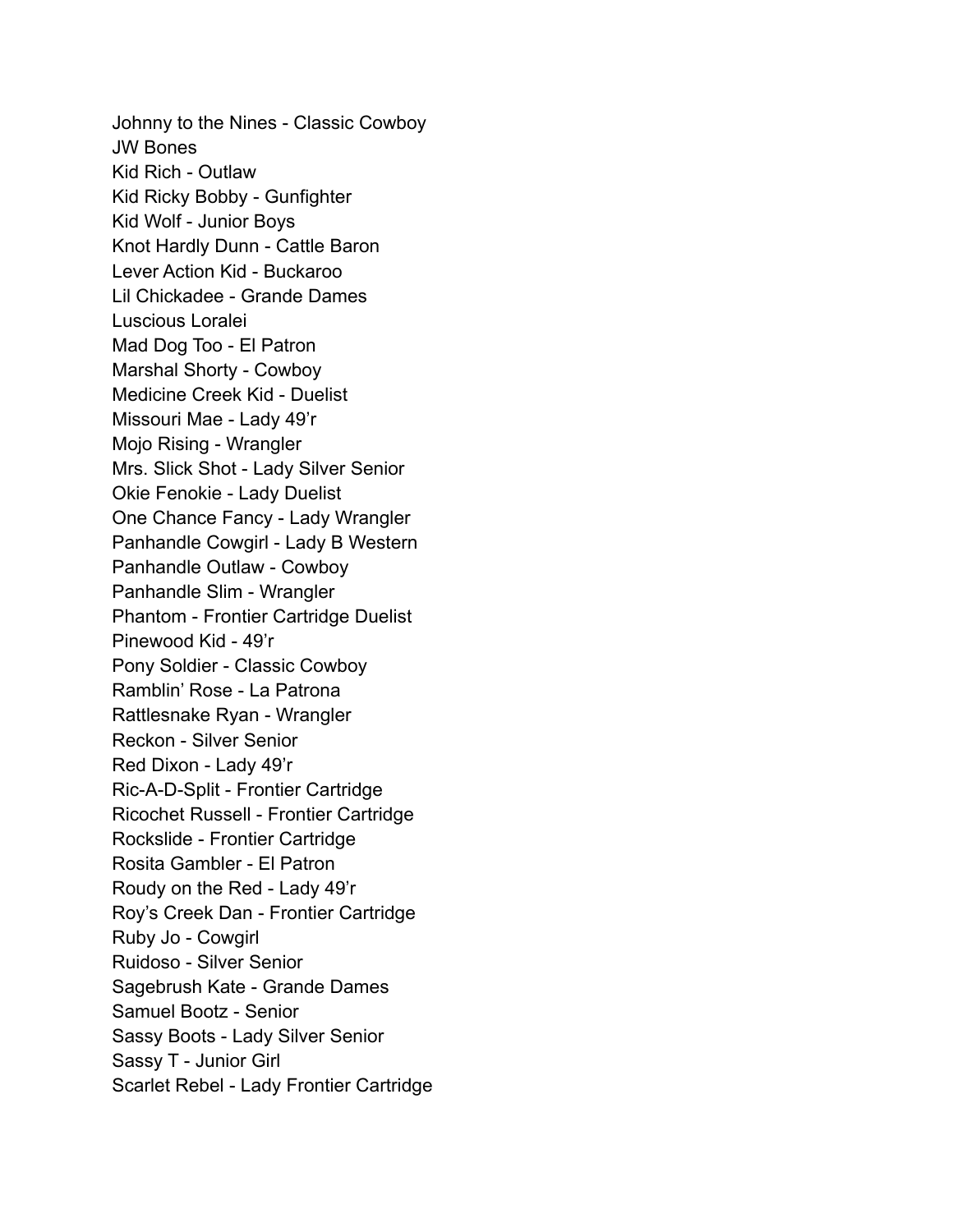Johnny to the Nines - Classic Cowboy
JW Bones
Kid Rich - Outlaw
Kid Ricky Bobby - Gunfighter
Kid Wolf - Junior Boys
Knot Hardly Dunn - Cattle Baron
Lever Action Kid - Buckaroo
Lil Chickadee - Grande Dames
Luscious Loralei
Mad Dog Too - El Patron
Marshal Shorty - Cowboy
Medicine Creek Kid - Duelist
Missouri Mae - Lady 49'r
Mojo Rising - Wrangler
Mrs. Slick Shot - Lady Silver Senior
Okie Fenokie - Lady Duelist
One Chance Fancy - Lady Wrangler
Panhandle Cowgirl - Lady B Western
Panhandle Outlaw - Cowboy
Panhandle Slim - Wrangler
Phantom - Frontier Cartridge Duelist
Pinewood Kid - 49'r
Pony Soldier - Classic Cowboy
Ramblin' Rose - La Patrona
Rattlesnake Ryan - Wrangler
Reckon - Silver Senior
Red Dixon - Lady 49'r
Ric-A-D-Split - Frontier Cartridge
Ricochet Russell - Frontier Cartridge
Rockslide - Frontier Cartridge
Rosita Gambler - El Patron
Roudy on the Red - Lady 49'r
Roy's Creek Dan - Frontier Cartridge
Ruby Jo - Cowgirl
Ruidoso - Silver Senior
Sagebrush Kate - Grande Dames
Samuel Bootz - Senior
Sassy Boots - Lady Silver Senior
Sassy T - Junior Girl
Scarlet Rebel - Lady Frontier Cartridge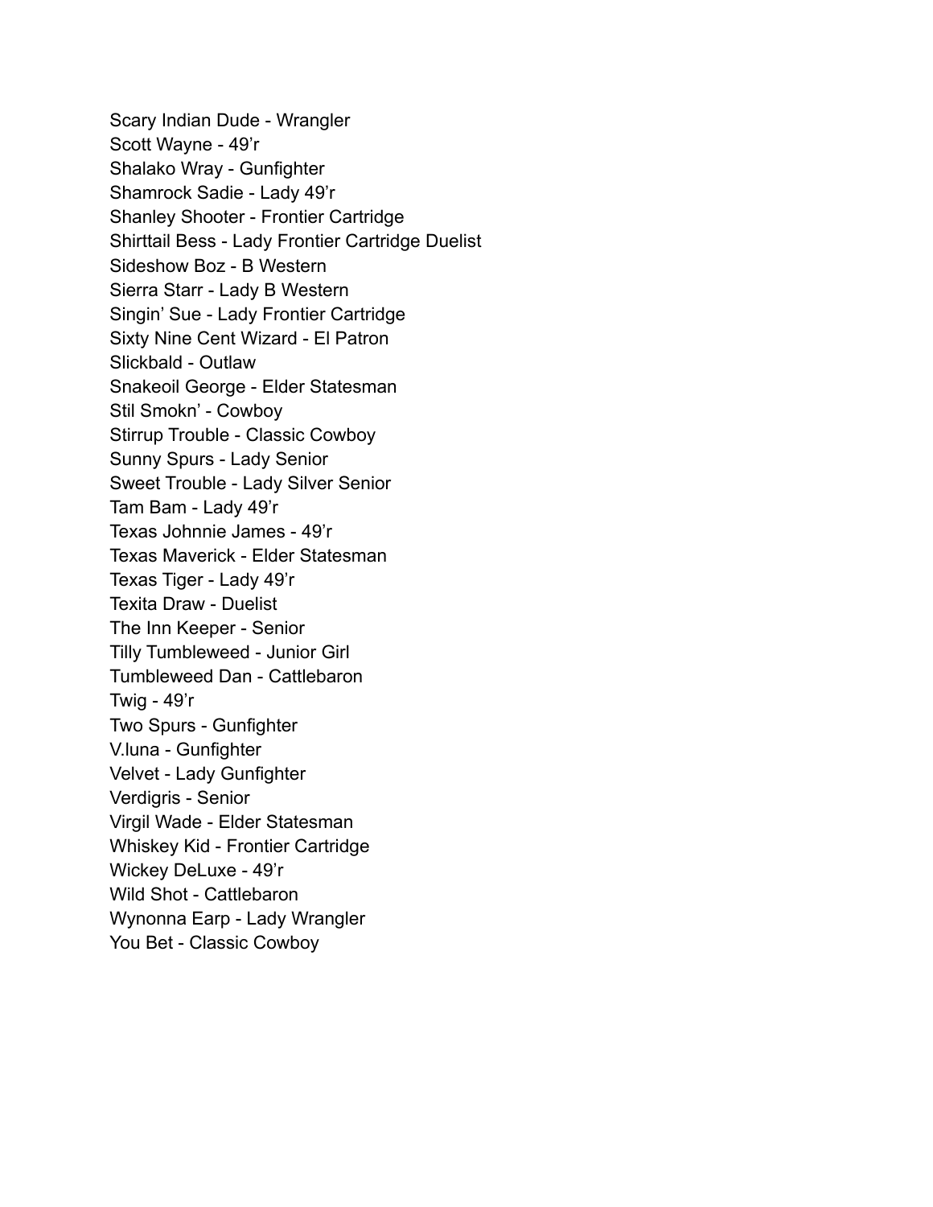Scary Indian Dude - Wrangler
Scott Wayne - 49’r
Shalako Wray - Gunfighter
Shamrock Sadie - Lady 49’r
Shanley Shooter - Frontier Cartridge
Shirttail Bess - Lady Frontier Cartridge Duelist
Sideshow Boz - B Western
Sierra Starr - Lady B Western
Singin’ Sue - Lady Frontier Cartridge
Sixty Nine Cent Wizard - El Patron
Slickbald - Outlaw
Snakeoil George - Elder Statesman
Stil Smokn’ - Cowboy
Stirrup Trouble - Classic Cowboy
Sunny Spurs - Lady Senior
Sweet Trouble - Lady Silver Senior
Tam Bam - Lady 49’r
Texas Johnnie James - 49’r
Texas Maverick - Elder Statesman
Texas Tiger - Lady 49’r
Texita Draw - Duelist
The Inn Keeper - Senior
Tilly Tumbleweed - Junior Girl
Tumbleweed Dan - Cattlebaron
Twig - 49’r
Two Spurs - Gunfighter
V.luna - Gunfighter
Velvet - Lady Gunfighter
Verdigris - Senior
Virgil Wade - Elder Statesman
Whiskey Kid - Frontier Cartridge
Wickey DeLuxe - 49’r
Wild Shot - Cattlebaron
Wynonna Earp - Lady Wrangler
You Bet - Classic Cowboy